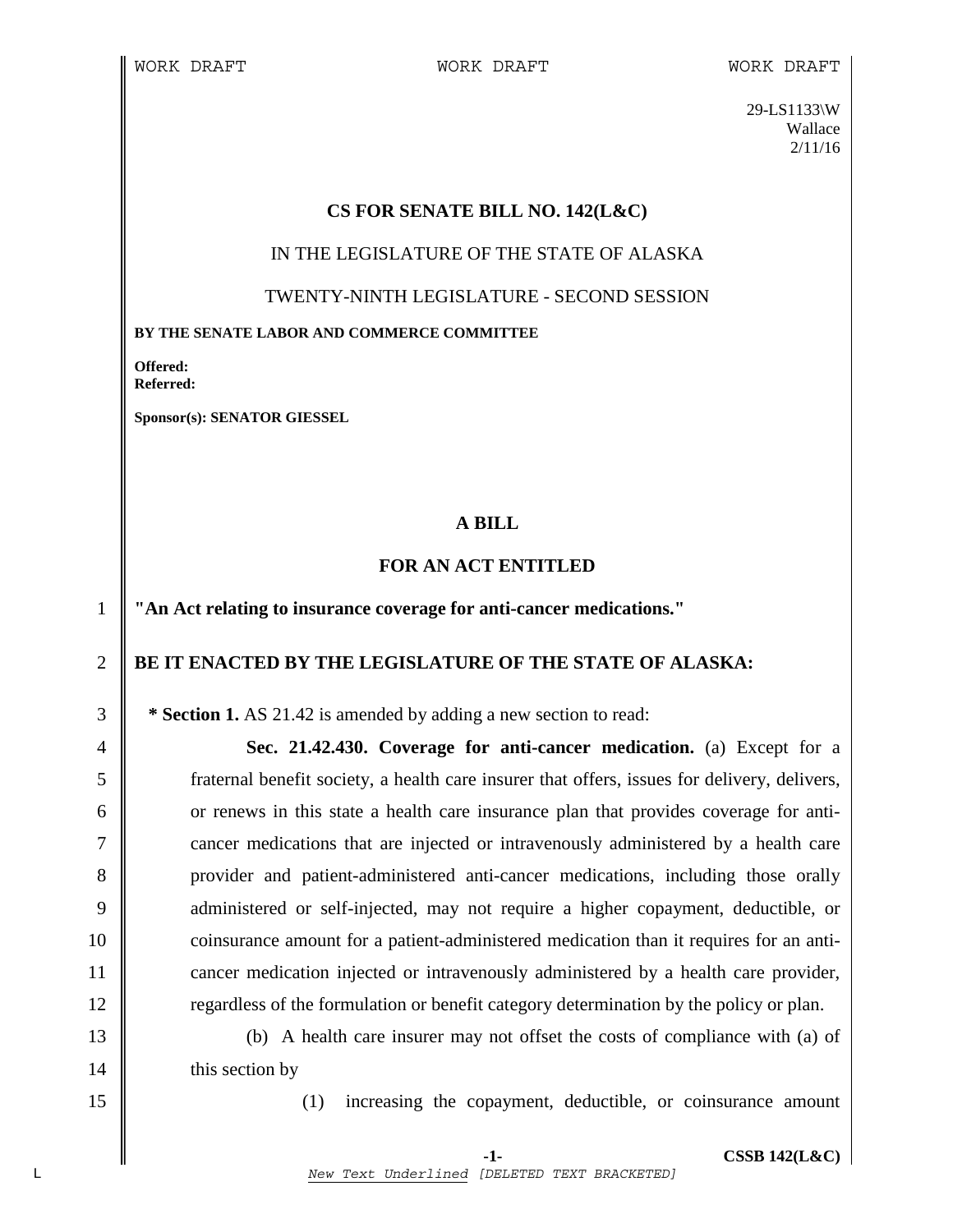WORK DRAFT WORK DRAFT WORK DRAFT

29-LS1133\W
Wallace
2/11/16

**CS FOR SENATE BILL NO. 142(L&C)**

IN THE LEGISLATURE OF THE STATE OF ALASKA

TWENTY-NINTH LEGISLATURE - SECOND SESSION

**BY THE SENATE LABOR AND COMMERCE COMMITTEE**

**Offered:**
**Referred:**

**Sponsor(s): SENATOR GIESSEL**

**A BILL**

**FOR AN ACT ENTITLED**

1 **"An Act relating to insurance coverage for anti-cancer medications."**

2 **BE IT ENACTED BY THE LEGISLATURE OF THE STATE OF ALASKA:**

3 *** Section 1.** AS 21.42 is amended by adding a new section to read:

4 **Sec. 21.42.430. Coverage for anti-cancer medication.** (a) Except for a
5 fraternal benefit society, a health care insurer that offers, issues for delivery, delivers,
6 or renews in this state a health care insurance plan that provides coverage for anti-
7 cancer medications that are injected or intravenously administered by a health care
8 provider and patient-administered anti-cancer medications, including those orally
9 administered or self-injected, may not require a higher copayment, deductible, or
10 coinsurance amount for a patient-administered medication than it requires for an anti-
11 cancer medication injected or intravenously administered by a health care provider,
12 regardless of the formulation or benefit category determination by the policy or plan.

13 (b) A health care insurer may not offset the costs of compliance with (a) of
14 this section by

15 (1) increasing the copayment, deductible, or coinsurance amount

*New Text Underlined* [DELETED TEXT BRACKETED]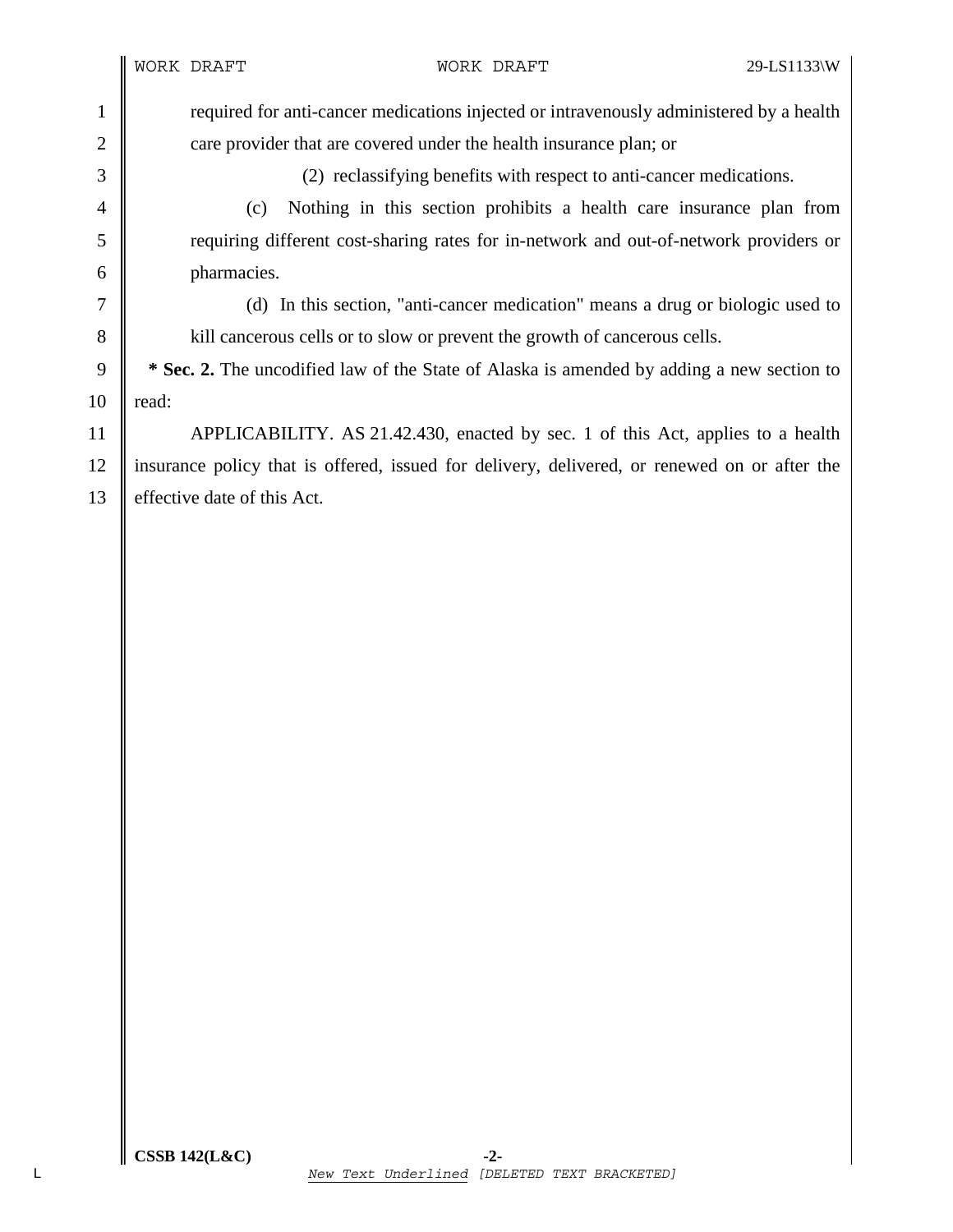required for anti-cancer medications injected or intravenously administered by a health care provider that are covered under the health insurance plan; or

(2) reclassifying benefits with respect to anti-cancer medications.

(c) Nothing in this section prohibits a health care insurance plan from requiring different cost-sharing rates for in-network and out-of-network providers or pharmacies.

(d) In this section, "anti-cancer medication" means a drug or biologic used to kill cancerous cells or to slow or prevent the growth of cancerous cells.

**\* Sec. 2.** The uncodified law of the State of Alaska is amended by adding a new section to read:

APPLICABILITY. AS 21.42.430, enacted by sec. 1 of this Act, applies to a health insurance policy that is offered, issued for delivery, delivered, or renewed on or after the effective date of this Act.